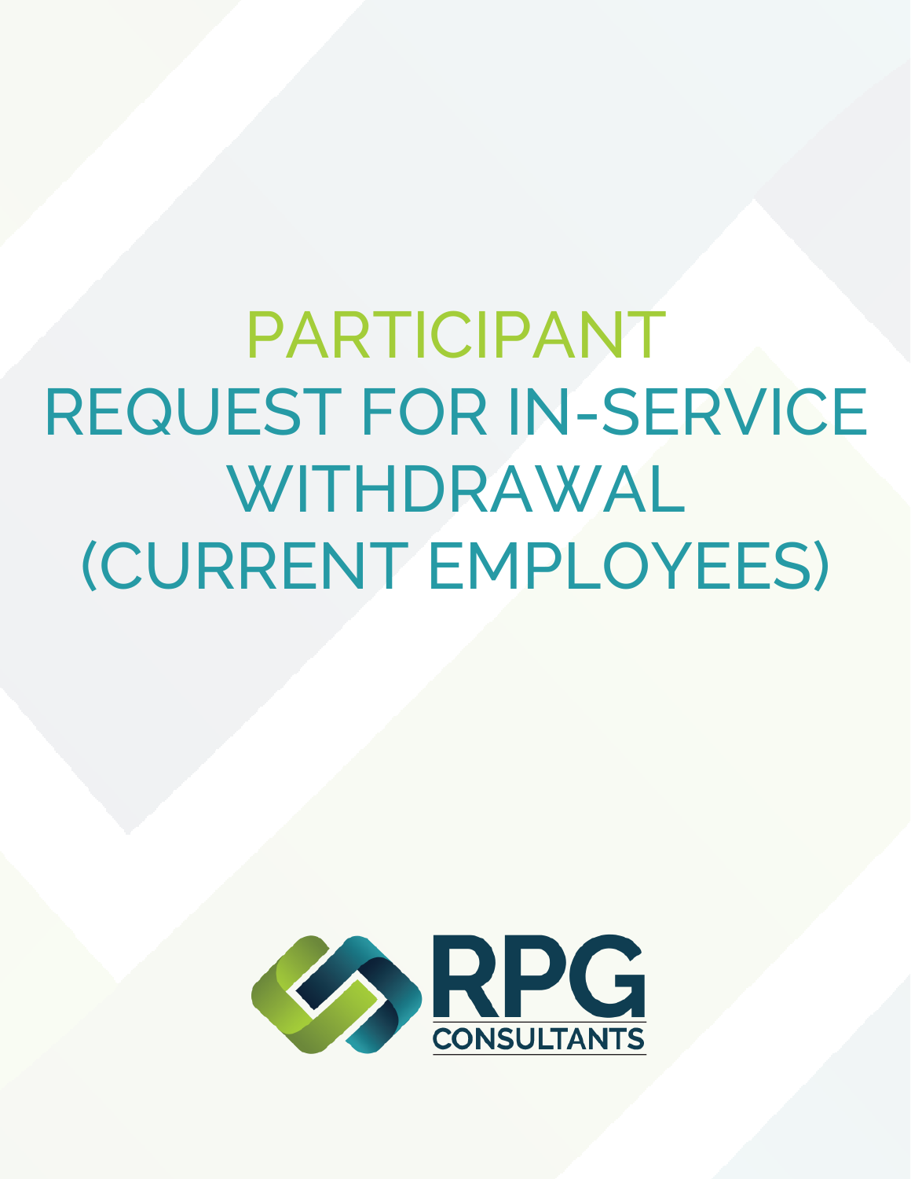# PARTICIPANT REQUEST FOR IN-SERVICE WITHDRAWAL (CURRENT EMPLOYEES)

RPG CONSULTANTS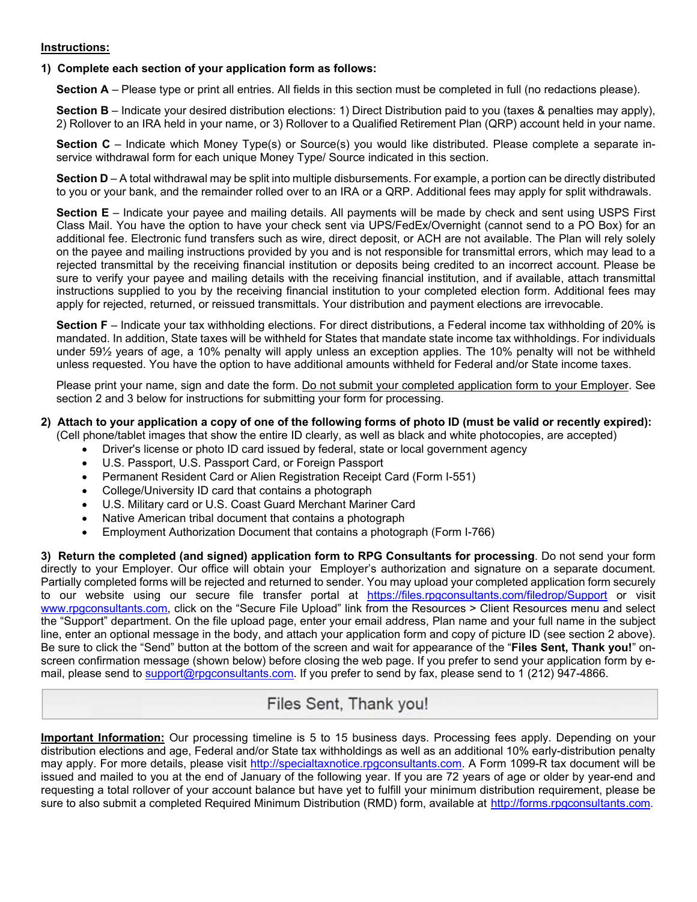**Instructions:**

1) **Complete each section of your application form as follows:**

   **Section A** – Please type or print all entries. All fields in this section must be completed in full (no redactions please).

   **Section B** – Indicate your desired distribution elections: 1) Direct Distribution paid to you (taxes & penalties may apply), 2) Rollover to an IRA held in your name, or 3) Rollover to a Qualified Retirement Plan (QRP) account held in your name.

   **Section C** – Indicate which Money Type(s) or Source(s) you would like distributed. Please complete a separate in-service withdrawal form for each unique Money Type/ Source indicated in this section.

   **Section D** – A total withdrawal may be split into multiple disbursements. For example, a portion can be directly distributed to you or your bank, and the remainder rolled over to an IRA or a QRP. Additional fees may apply for split withdrawals.

   **Section E** – Indicate your payee and mailing details. All payments will be made by check and sent using USPS First Class Mail. You have the option to have your check sent via UPS/FedEx/Overnight (cannot send to a PO Box) for an additional fee. Electronic fund transfers such as wire, direct deposit, or ACH are not available. The Plan will rely solely on the payee and mailing instructions provided by you and is not responsible for transmittal errors, which may lead to a rejected transmittal by the receiving financial institution or deposits being credited to an incorrect account. Please be sure to verify your payee and mailing details with the receiving financial institution, and if available, attach transmittal instructions supplied to you by the receiving financial institution to your completed election form. Additional fees may apply for rejected, returned, or reissued transmittals. Your distribution and payment elections are irrevocable.

   **Section F** – Indicate your tax withholding elections. For direct distributions, a Federal income tax withholding of 20% is mandated. In addition, State taxes will be withheld for States that mandate state income tax withholdings. For individuals under 59½ years of age, a 10% penalty will apply unless an exception applies. The 10% penalty will not be withheld unless requested. You have the option to have additional amounts withheld for Federal and/or State income taxes.

   Please print your name, sign and date the form. Do not submit your completed application form to your Employer. See section 2 and 3 below for instructions for submitting your form for processing.

2) **Attach to your application a copy of one of the following forms of photo ID (must be valid or recently expired):** (Cell phone/tablet images that show the entire ID clearly, as well as black and white photocopies, are accepted)
   - Driver's license or photo ID card issued by federal, state or local government agency
   - U.S. Passport, U.S. Passport Card, or Foreign Passport
   - Permanent Resident Card or Alien Registration Receipt Card (Form I-551)
   - College/University ID card that contains a photograph
   - U.S. Military card or U.S. Coast Guard Merchant Mariner Card
   - Native American tribal document that contains a photograph
   - Employment Authorization Document that contains a photograph (Form I-766)

3) **Return the completed (and signed) application form to RPG Consultants for processing**. Do not send your form directly to your Employer. Our office will obtain your Employer's authorization and signature on a separate document. Partially completed forms will be rejected and returned to sender. You may upload your completed application form securely to our website using our secure file transfer portal at https://files.rpgconsultants.com/filedrop/Support or visit www.rpgconsultants.com, click on the "Secure File Upload" link from the Resources > Client Resources menu and select the "Support" department. On the file upload page, enter your email address, Plan name and your full name in the subject line, enter an optional message in the body, and attach your application form and copy of picture ID (see section 2 above). Be sure to click the "Send" button at the bottom of the screen and wait for appearance of the "**Files Sent, Thank you!**" on-screen confirmation message (shown below) before closing the web page. If you prefer to send your application form by e-mail, please send to support@rpgconsultants.com. If you prefer to send by fax, please send to 1 (212) 947-4866.

Files Sent, Thank you!

**Important Information:** Our processing timeline is 5 to 15 business days. Processing fees apply. Depending on your distribution elections and age, Federal and/or State tax withholdings as well as an additional 10% early-distribution penalty may apply. For more details, please visit http://specialtaxnotice.rpgconsultants.com. A Form 1099-R tax document will be issued and mailed to you at the end of January of the following year. If you are 72 years of age or older by year-end and requesting a total rollover of your account balance but have yet to fulfill your minimum distribution requirement, please be sure to also submit a completed Required Minimum Distribution (RMD) form, available at http://forms.rpgconsultants.com.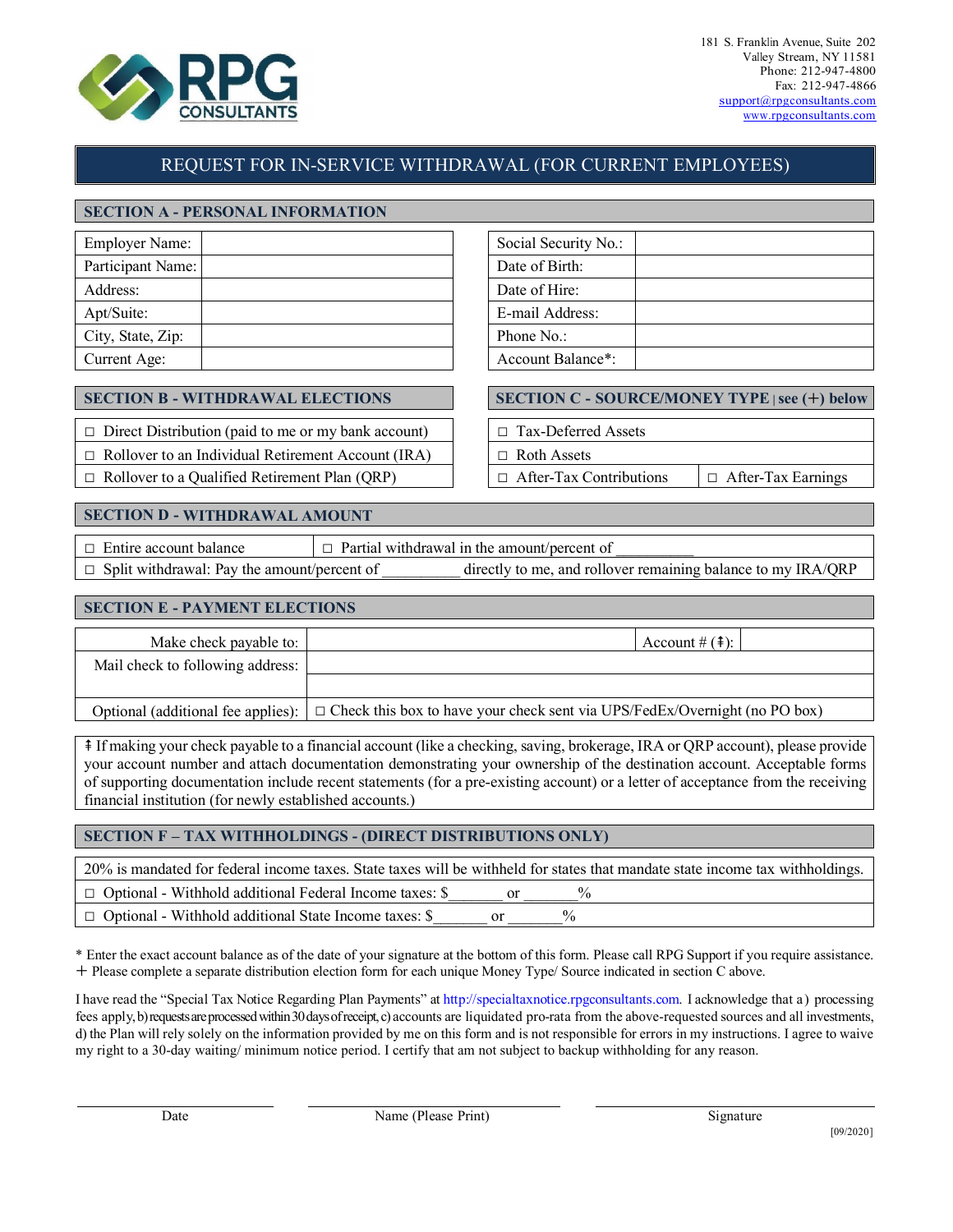181 S. Franklin Avenue, Suite 202
Valley Stream, NY 11581
Phone: 212-947-4800
Fax: 212-947-4866
support@rpgconsultants.com
www.rpgconsultants.com

# REQUEST FOR IN-SERVICE WITHDRAWAL (FOR CURRENT EMPLOYEES)

## SECTION A - PERSONAL INFORMATION

| | | | |
|---|---|---|---|
| Employer Name: | | Social Security No.: | |
| Participant Name: | | Date of Birth: | |
| Address: | | Date of Hire: | |
| Apt/Suite: | | E-mail Address: | |
| City, State, Zip: | | Phone No.: | |
| Current Age: | | Account Balance*: | |

## SECTION B - WITHDRAWAL ELECTIONS

- ☐ Direct Distribution (paid to me or my bank account)
- ☐ Rollover to an Individual Retirement Account (IRA)
- ☐ Rollover to a Qualified Retirement Plan (QRP)

## SECTION C - SOURCE/MONEY TYPE | see (+) below

- ☐ Tax-Deferred Assets
- ☐ Roth Assets
- ☐ After-Tax Contributions ☐ After-Tax Earnings

## SECTION D - WITHDRAWAL AMOUNT

- ☐ Entire account balance ☐ Partial withdrawal in the amount/percent of __________
- ☐ Split withdrawal: Pay the amount/percent of __________ directly to me, and rollover remaining balance to my IRA/QRP

## SECTION E - PAYMENT ELECTIONS

| | | | |
|---|---|---|---|
| Make check payable to: | | Account # (ǂ): | |
| Mail check to following address: | | | |
| | | | |
| Optional (additional fee applies): | ☐ Check this box to have your check sent via UPS/FedEx/Overnight (no PO box) | | |

ǂ If making your check payable to a financial account (like a checking, saving, brokerage, IRA or QRP account), please provide your account number and attach documentation demonstrating your ownership of the destination account. Acceptable forms of supporting documentation include recent statements (for a pre-existing account) or a letter of acceptance from the receiving financial institution (for newly established accounts.)

## SECTION F – TAX WITHHOLDINGS - (DIRECT DISTRIBUTIONS ONLY)

20% is mandated for federal income taxes. State taxes will be withheld for states that mandate state income tax withholdings.

- ☐ Optional - Withhold additional Federal Income taxes: $_______ or _______%
- ☐ Optional - Withhold additional State Income taxes: $_______ or _______%

* Enter the exact account balance as of the date of your signature at the bottom of this form. Please call RPG Support if you require assistance.
+ Please complete a separate distribution election form for each unique Money Type/ Source indicated in section C above.

I have read the "Special Tax Notice Regarding Plan Payments" at http://specialtaxnotice.rpgconsultants.com. I acknowledge that a) processing fees apply, b) requests are processed within 30 days of receipt, c) accounts are liquidated pro-rata from the above-requested sources and all investments, d) the Plan will rely solely on the information provided by me on this form and is not responsible for errors in my instructions. I agree to waive my right to a 30-day waiting/ minimum notice period. I certify that am not subject to backup withholding for any reason.

| | | |
|---|---|---|
| Date | Name (Please Print) | Signature |

[09/2020]